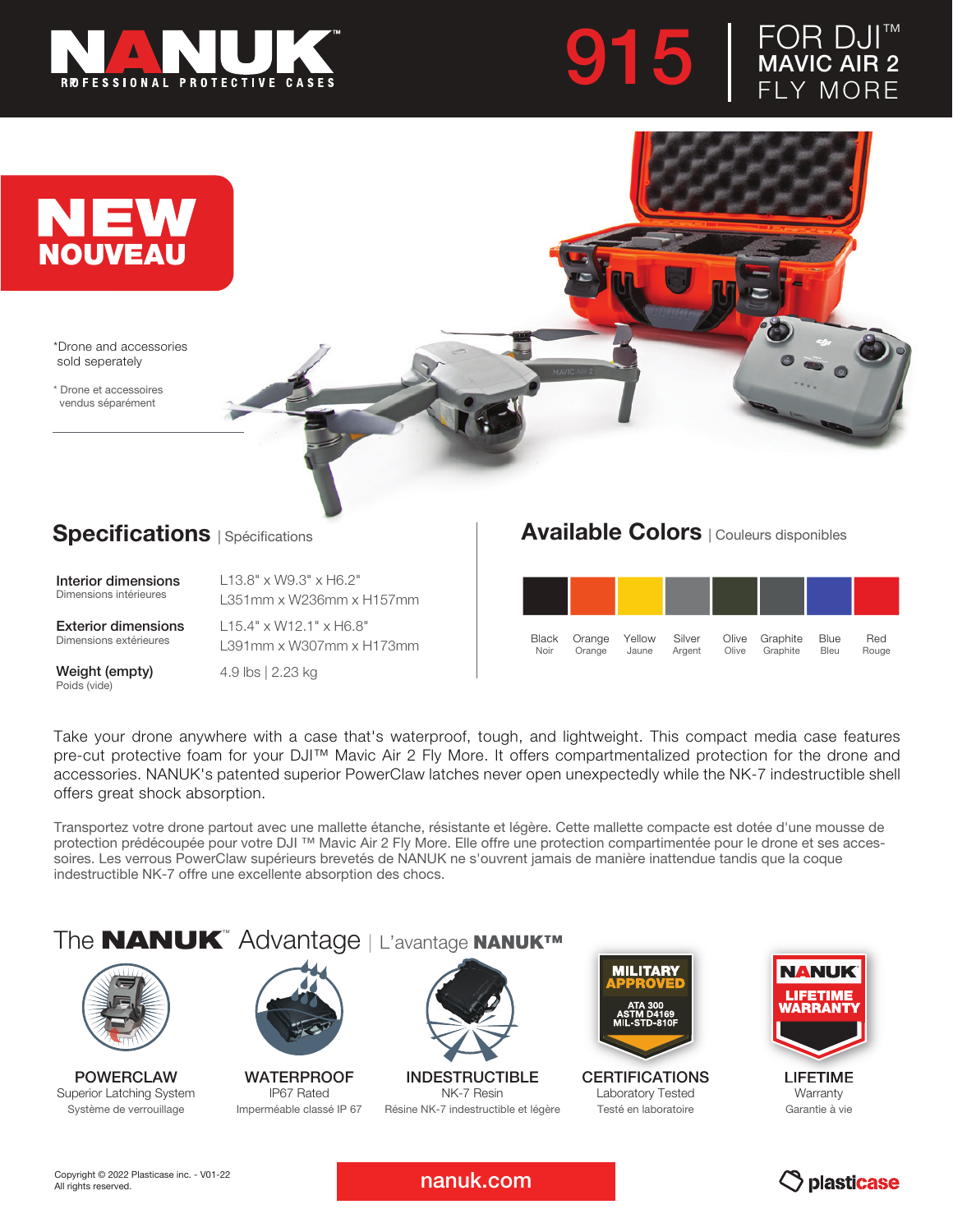# NANUK

PROFESSIONAL PROTECTIVE CASES

# 915 | FOR DJI™ MAVIC AIR 2 FLY MORE

**NEW**
**NOUVEAU**

*Drone and accessories sold seperately

* Drone et accessoires vendus séparément

## Specifications | Spécifications

| | |
|---|---|
| **Interior dimensions** Dimensions intérieures | L13.8" x W9.3" x H6.2" L351mm x W236mm x H157mm |
| **Exterior dimensions** Dimensions extérieures | L15.4" x W12.1" x H6.8" L391mm x W307mm x H173mm |
| **Weight (empty)** Poids (vide) | 4.9 lbs \| 2.23 kg |

## Available Colors | Couleurs disponibles

| Black | Orange | Yellow | Silver | Olive | Graphite | Blue | Red |
|---|---|---|---|---|---|---|---|
| Noir | Orange | Jaune | Argent | Olive | Graphite | Bleu | Rouge |

Take your drone anywhere with a case that's waterproof, tough, and lightweight. This compact media case features pre-cut protective foam for your DJI™ Mavic Air 2 Fly More. It offers compartmentalized protection for the drone and accessories. NANUK's patented superior PowerClaw latches never open unexpectedly while the NK-7 indestructible shell offers great shock absorption.

Transportez votre drone partout avec une mallette étanche, résistante et légère. Cette mallette compacte est dotée d'une mousse de protection prédécoupée pour votre DJI ™ Mavic Air 2 Fly More. Elle offre une protection compartimentée pour le drone et ses accessoires. Les verrous PowerClaw supérieurs brevetés de NANUK ne s'ouvrent jamais de manière inattendue tandis que la coque indestructible NK-7 offre une excellente absorption des chocs.

## The NANUK™ Advantage | L'avantage NANUK™

**POWERCLAW**
Superior Latching System
Système de verrouillage

**WATERPROOF**
IP67 Rated
Imperméable classé IP 67

**INDESTRUCTIBLE**
NK-7 Resin
Résine NK-7 indestructible et légère

**MILITARY APPROVED** – ATA 300, ASTM D4169, MIL-STD-810F

**CERTIFICATIONS**
Laboratory Tested
Testé en laboratoire

**NANUK LIFETIME WARRANTY**

**LIFETIME**
Warranty
Garantie à vie

Copyright © 2022 Plasticase inc. - V01-22
All rights reserved.

nanuk.com

plasticase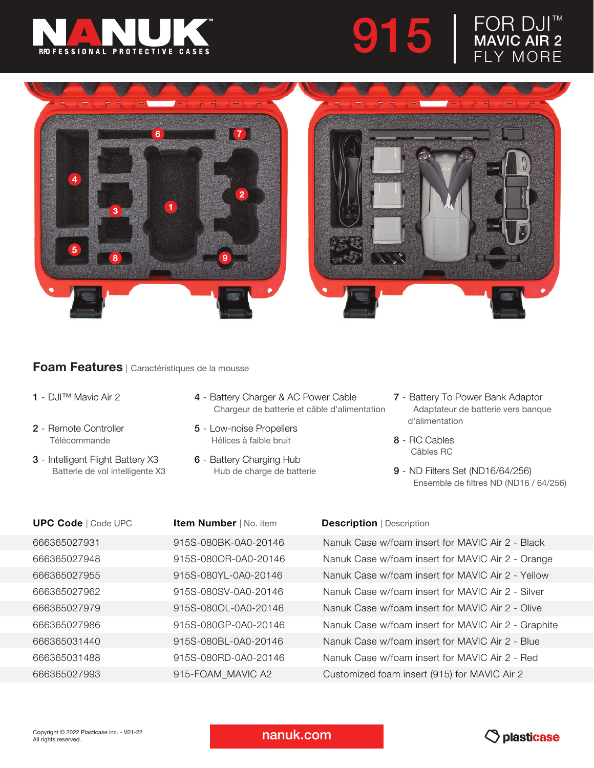# NANUK PROFESSIONAL PROTECTIVE CASES

# 915 | FOR DJI™ MAVIC AIR 2 FLY MORE

## Foam Features | Caractéristiques de la mousse

1 - DJI™ Mavic Air 2

2 - Remote Controller
Télécommande

3 - Intelligent Flight Battery X3
Batterie de vol intelligente X3

4 - Battery Charger & AC Power Cable
Chargeur de batterie et câble d'alimentation

5 - Low-noise Propellers
Hélices à faible bruit

6 - Battery Charging Hub
Hub de charge de batterie

7 - Battery To Power Bank Adaptor
Adaptateur de batterie vers banque d'alimentation

8 - RC Cables
Câbles RC

9 - ND Filters Set (ND16/64/256)
Ensemble de filtres ND (ND16 / 64/256)

| **UPC Code** \| Code UPC | **Item Number** \| No. item | **Description** \| Description |
|---|---|---|
| 666365027931 | 915S-080BK-0A0-20146 | Nanuk Case w/foam insert for MAVIC Air 2 - Black |
| 666365027948 | 915S-080OR-0A0-20146 | Nanuk Case w/foam insert for MAVIC Air 2 - Orange |
| 666365027955 | 915S-080YL-0A0-20146 | Nanuk Case w/foam insert for MAVIC Air 2 - Yellow |
| 666365027962 | 915S-080SV-0A0-20146 | Nanuk Case w/foam insert for MAVIC Air 2 - Silver |
| 666365027979 | 915S-080OL-0A0-20146 | Nanuk Case w/foam insert for MAVIC Air 2 - Olive |
| 666365027986 | 915S-080GP-0A0-20146 | Nanuk Case w/foam insert for MAVIC Air 2 - Graphite |
| 666365031440 | 915S-080BL-0A0-20146 | Nanuk Case w/foam insert for MAVIC Air 2 - Blue |
| 666365031488 | 915S-080RD-0A0-20146 | Nanuk Case w/foam insert for MAVIC Air 2 - Red |
| 666365027993 | 915-FOAM_MAVIC A2 | Customized foam insert (915) for MAVIC Air 2 |

Copyright © 2022 Plasticase inc. - V01-22
All rights reserved.

nanuk.com

plasticase